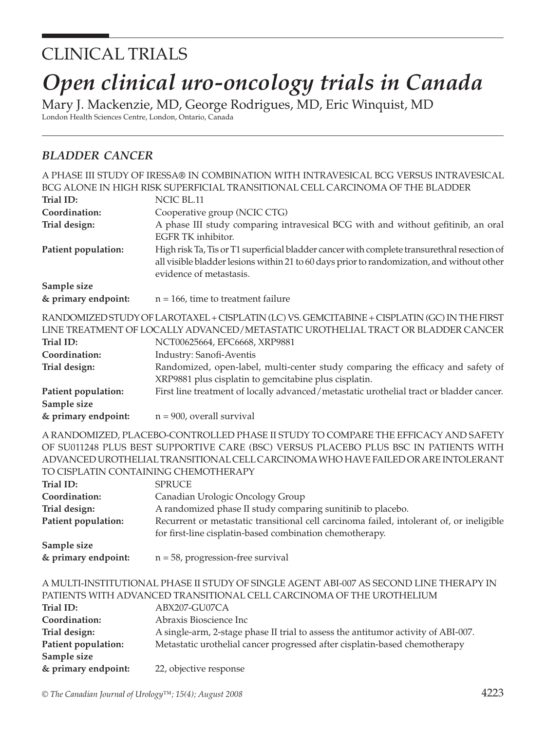# CLINICAL TRIALS

# *Open clinical uro-oncology trials in Canada*

Mary J. Mackenzie, MD, George Rodrigues, MD, Eric Winquist, MD

London Health Sciences Centre, London, Ontario, Canada

## *BLADDER CANCER*

A PHASE III STUDY OF IRESSA® IN COMBINATION WITH INTRAVESICAL BCG VERSUS INTRAVESICAL BCG ALONE IN HIGH RISK SUPERFICIAL TRANSITIONAL CELL CARCINOMA OF THE BLADDER

| | |
|---|---|
| **Trial ID:** | NCIC BL.11 |
| **Coordination:** | Cooperative group (NCIC CTG) |
| **Trial design:** | A phase III study comparing intravesical BCG with and without gefitinib, an oral EGFR TK inhibitor. |
| **Patient population:** | High risk Ta, Tis or T1 superficial bladder cancer with complete transurethral resection of all visible bladder lesions within 21 to 60 days prior to randomization, and without other evidence of metastasis. |
| **Sample size & primary endpoint:** | n = 166, time to treatment failure |

RANDOMIZED STUDY OF LAROTAXEL + CISPLATIN (LC) VS. GEMCITABINE + CISPLATIN (GC) IN THE FIRST LINE TREATMENT OF LOCALLY ADVANCED/METASTATIC UROTHELIAL TRACT OR BLADDER CANCER

| | |
|---|---|
| **Trial ID:** | NCT00625664, EFC6668, XRP9881 |
| **Coordination:** | Industry: Sanofi-Aventis |
| **Trial design:** | Randomized, open-label, multi-center study comparing the efficacy and safety of XRP9881 plus cisplatin to gemcitabine plus cisplatin. |
| **Patient population:** | First line treatment of locally advanced/metastatic urothelial tract or bladder cancer. |
| **Sample size & primary endpoint:** | n = 900, overall survival |

A RANDOMIZED, PLACEBO-CONTROLLED PHASE II STUDY TO COMPARE THE EFFICACY AND SAFETY OF SU011248 PLUS BEST SUPPORTIVE CARE (BSC) VERSUS PLACEBO PLUS BSC IN PATIENTS WITH ADVANCED UROTHELIAL TRANSITIONAL CELL CARCINOMA WHO HAVE FAILED OR ARE INTOLERANT TO CISPLATIN CONTAINING CHEMOTHERAPY

| | |
|---|---|
| **Trial ID:** | SPRUCE |
| **Coordination:** | Canadian Urologic Oncology Group |
| **Trial design:** | A randomized phase II study comparing sunitinib to placebo. |
| **Patient population:** | Recurrent or metastatic transitional cell carcinoma failed, intolerant of, or ineligible for first-line cisplatin-based combination chemotherapy. |
| **Sample size & primary endpoint:** | n = 58, progression-free survival |

A MULTI-INSTITUTIONAL PHASE II STUDY OF SINGLE AGENT ABI-007 AS SECOND LINE THERAPY IN PATIENTS WITH ADVANCED TRANSITIONAL CELL CARCINOMA OF THE UROTHELIUM

| | |
|---|---|
| **Trial ID:** | ABX207-GU07CA |
| **Coordination:** | Abraxis Bioscience Inc |
| **Trial design:** | A single-arm, 2-stage phase II trial to assess the antitumor activity of ABI-007. |
| **Patient population:** | Metastatic urothelial cancer progressed after cisplatin-based chemotherapy |
| **Sample size & primary endpoint:** | 22, objective response |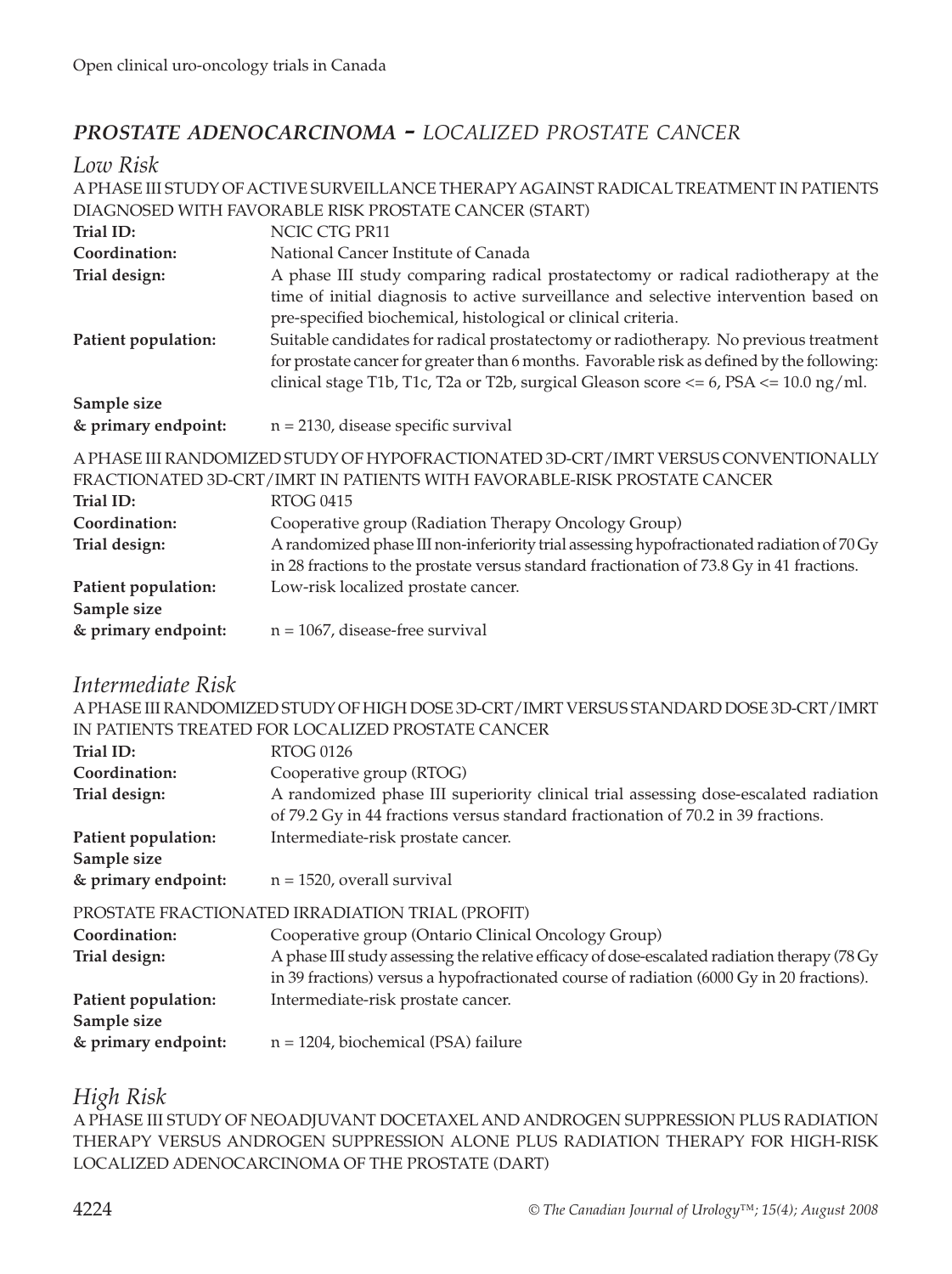## *PROSTATE ADENOCARCINOMA - LOCALIZED PROSTATE CANCER*

### *Low Risk*

A PHASE III STUDY OF ACTIVE SURVEILLANCE THERAPY AGAINST RADICAL TREATMENT IN PATIENTS DIAGNOSED WITH FAVORABLE RISK PROSTATE CANCER (START)

**Trial ID:** NCIC CTG PR11

**Coordination:** National Cancer Institute of Canada

**Trial design:** A phase III study comparing radical prostatectomy or radical radiotherapy at the time of initial diagnosis to active surveillance and selective intervention based on pre-specified biochemical, histological or clinical criteria.

**Patient population:** Suitable candidates for radical prostatectomy or radiotherapy. No previous treatment for prostate cancer for greater than 6 months. Favorable risk as defined by the following: clinical stage T1b, T1c, T2a or T2b, surgical Gleason score <= 6, PSA <= 10.0 ng/ml.

**Sample size & primary endpoint:** n = 2130, disease specific survival

A PHASE III RANDOMIZED STUDY OF HYPOFRACTIONATED 3D-CRT/IMRT VERSUS CONVENTIONALLY FRACTIONATED 3D-CRT/IMRT IN PATIENTS WITH FAVORABLE-RISK PROSTATE CANCER

**Trial ID:** RTOG 0415

**Coordination:** Cooperative group (Radiation Therapy Oncology Group)

**Trial design:** A randomized phase III non-inferiority trial assessing hypofractionated radiation of 70 Gy in 28 fractions to the prostate versus standard fractionation of 73.8 Gy in 41 fractions.

**Patient population:** Low-risk localized prostate cancer.

**Sample size & primary endpoint:** n = 1067, disease-free survival

### *Intermediate Risk*

A PHASE III RANDOMIZED STUDY OF HIGH DOSE 3D-CRT/IMRT VERSUS STANDARD DOSE 3D-CRT/IMRT IN PATIENTS TREATED FOR LOCALIZED PROSTATE CANCER

**Trial ID:** RTOG 0126

**Coordination:** Cooperative group (RTOG)

**Trial design:** A randomized phase III superiority clinical trial assessing dose-escalated radiation of 79.2 Gy in 44 fractions versus standard fractionation of 70.2 in 39 fractions.

**Patient population:** Intermediate-risk prostate cancer.

**Sample size & primary endpoint:** n = 1520, overall survival

PROSTATE FRACTIONATED IRRADIATION TRIAL (PROFIT)

**Coordination:** Cooperative group (Ontario Clinical Oncology Group)

**Trial design:** A phase III study assessing the relative efficacy of dose-escalated radiation therapy (78 Gy in 39 fractions) versus a hypofractionated course of radiation (6000 Gy in 20 fractions).

**Patient population:** Intermediate-risk prostate cancer.

**Sample size & primary endpoint:** n = 1204, biochemical (PSA) failure

### *High Risk*

A PHASE III STUDY OF NEOADJUVANT DOCETAXEL AND ANDROGEN SUPPRESSION PLUS RADIATION THERAPY VERSUS ANDROGEN SUPPRESSION ALONE PLUS RADIATION THERAPY FOR HIGH-RISK LOCALIZED ADENOCARCINOMA OF THE PROSTATE (DART)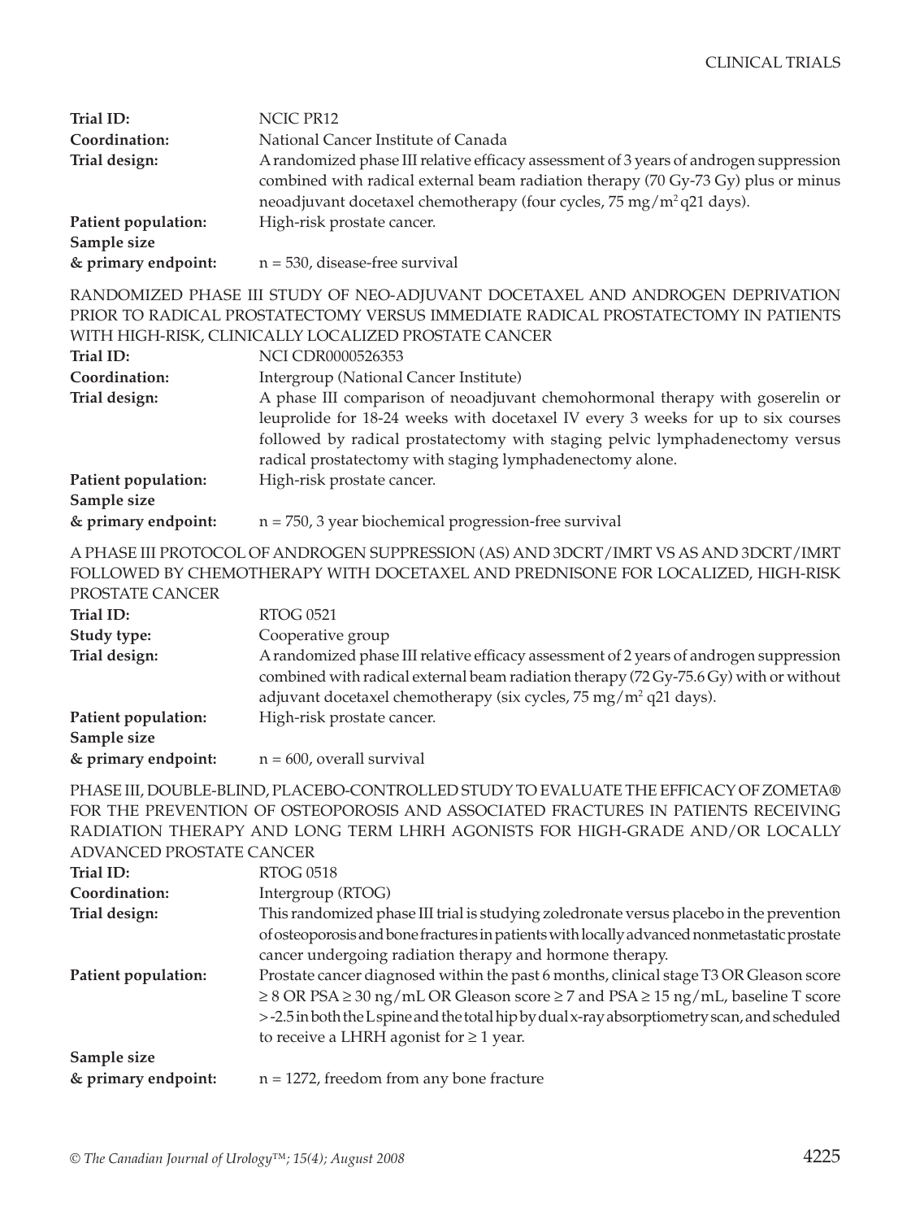**Trial ID:** NCIC PR12
**Coordination:** National Cancer Institute of Canada
**Trial design:** A randomized phase III relative efficacy assessment of 3 years of androgen suppression combined with radical external beam radiation therapy (70 Gy-73 Gy) plus or minus neoadjuvant docetaxel chemotherapy (four cycles, 75 mg/m² q21 days).
**Patient population:** High-risk prostate cancer.
**Sample size & primary endpoint:** n = 530, disease-free survival

RANDOMIZED PHASE III STUDY OF NEO-ADJUVANT DOCETAXEL AND ANDROGEN DEPRIVATION PRIOR TO RADICAL PROSTATECTOMY VERSUS IMMEDIATE RADICAL PROSTATECTOMY IN PATIENTS WITH HIGH-RISK, CLINICALLY LOCALIZED PROSTATE CANCER

**Trial ID:** NCI CDR0000526353
**Coordination:** Intergroup (National Cancer Institute)
**Trial design:** A phase III comparison of neoadjuvant chemohormonal therapy with goserelin or leuprolide for 18-24 weeks with docetaxel IV every 3 weeks for up to six courses followed by radical prostatectomy with staging pelvic lymphadenectomy versus radical prostatectomy with staging lymphadenectomy alone.
**Patient population:** High-risk prostate cancer.
**Sample size & primary endpoint:** n = 750, 3 year biochemical progression-free survival

A PHASE III PROTOCOL OF ANDROGEN SUPPRESSION (AS) AND 3DCRT/IMRT VS AS AND 3DCRT/IMRT FOLLOWED BY CHEMOTHERAPY WITH DOCETAXEL AND PREDNISONE FOR LOCALIZED, HIGH-RISK PROSTATE CANCER

**Trial ID:** RTOG 0521
**Study type:** Cooperative group
**Trial design:** A randomized phase III relative efficacy assessment of 2 years of androgen suppression combined with radical external beam radiation therapy (72 Gy-75.6 Gy) with or without adjuvant docetaxel chemotherapy (six cycles, 75 mg/m² q21 days).
**Patient population:** High-risk prostate cancer.
**Sample size & primary endpoint:** n = 600, overall survival

PHASE III, DOUBLE-BLIND, PLACEBO-CONTROLLED STUDY TO EVALUATE THE EFFICACY OF ZOMETA® FOR THE PREVENTION OF OSTEOPOROSIS AND ASSOCIATED FRACTURES IN PATIENTS RECEIVING RADIATION THERAPY AND LONG TERM LHRH AGONISTS FOR HIGH-GRADE AND/OR LOCALLY ADVANCED PROSTATE CANCER

**Trial ID:** RTOG 0518
**Coordination:** Intergroup (RTOG)
**Trial design:** This randomized phase III trial is studying zoledronate versus placebo in the prevention of osteoporosis and bone fractures in patients with locally advanced nonmetastatic prostate cancer undergoing radiation therapy and hormone therapy.
**Patient population:** Prostate cancer diagnosed within the past 6 months, clinical stage T3 OR Gleason score ≥ 8 OR PSA ≥ 30 ng/mL OR Gleason score ≥ 7 and PSA ≥ 15 ng/mL, baseline T score > -2.5 in both the L spine and the total hip by dual x-ray absorptiometry scan, and scheduled to receive a LHRH agonist for ≥ 1 year.
**Sample size & primary endpoint:** n = 1272, freedom from any bone fracture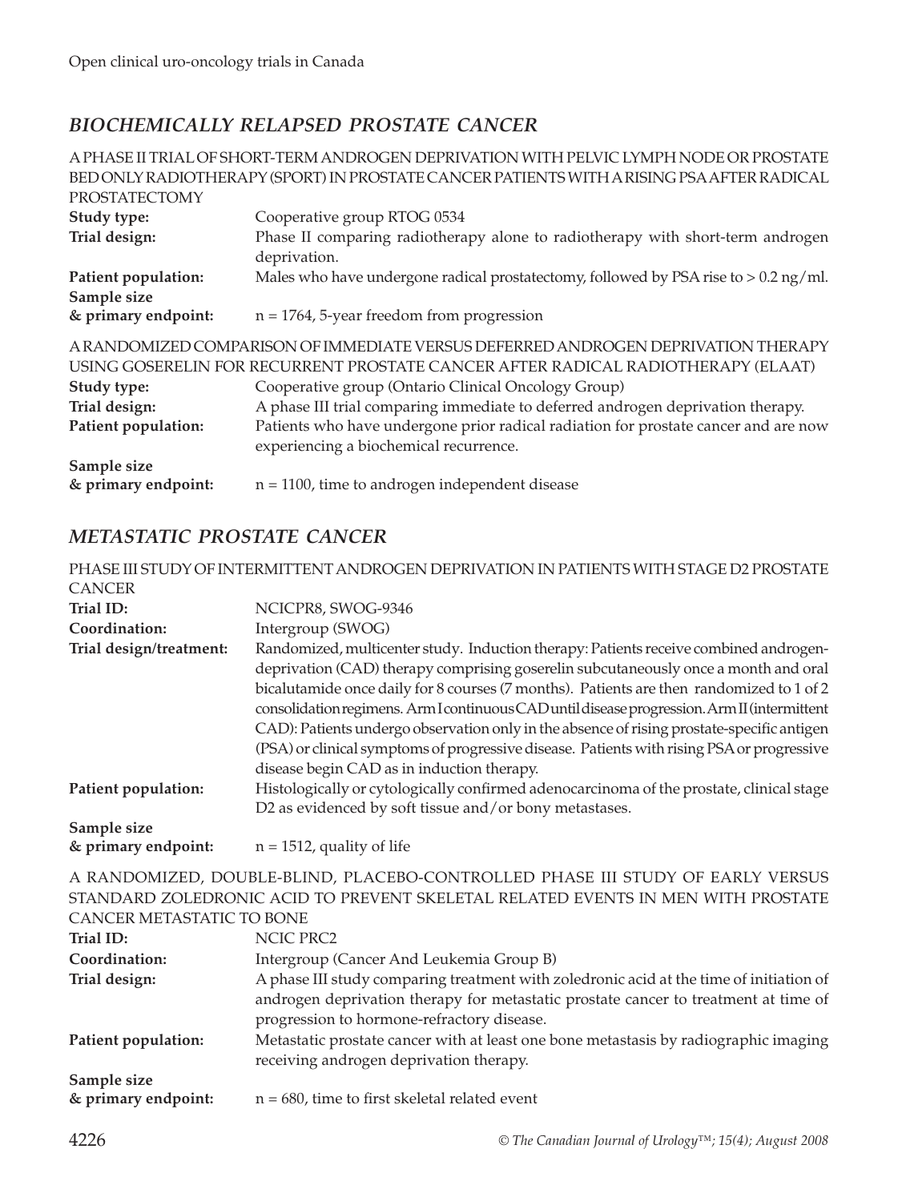## *BIOCHEMICALLY RELAPSED PROSTATE CANCER*

A PHASE II TRIAL OF SHORT-TERM ANDROGEN DEPRIVATION WITH PELVIC LYMPH NODE OR PROSTATE BED ONLY RADIOTHERAPY (SPORT) IN PROSTATE CANCER PATIENTS WITH A RISING PSA AFTER RADICAL PROSTATECTOMY

**Study type:** Cooperative group RTOG 0534

**Trial design:** Phase II comparing radiotherapy alone to radiotherapy with short-term androgen deprivation.

**Patient population:** Males who have undergone radical prostatectomy, followed by PSA rise to > 0.2 ng/ml.

**Sample size & primary endpoint:** n = 1764, 5-year freedom from progression

A RANDOMIZED COMPARISON OF IMMEDIATE VERSUS DEFERRED ANDROGEN DEPRIVATION THERAPY USING GOSERELIN FOR RECURRENT PROSTATE CANCER AFTER RADICAL RADIOTHERAPY (ELAAT)

**Study type:** Cooperative group (Ontario Clinical Oncology Group)

**Trial design:** A phase III trial comparing immediate to deferred androgen deprivation therapy.

**Patient population:** Patients who have undergone prior radical radiation for prostate cancer and are now experiencing a biochemical recurrence.

**Sample size & primary endpoint:** n = 1100, time to androgen independent disease

## *METASTATIC PROSTATE CANCER*

PHASE III STUDY OF INTERMITTENT ANDROGEN DEPRIVATION IN PATIENTS WITH STAGE D2 PROSTATE CANCER

**Trial ID:** NCICPR8, SWOG-9346

**Coordination:** Intergroup (SWOG)

**Trial design/treatment:** Randomized, multicenter study. Induction therapy: Patients receive combined androgen-deprivation (CAD) therapy comprising goserelin subcutaneously once a month and oral bicalutamide once daily for 8 courses (7 months). Patients are then randomized to 1 of 2 consolidation regimens. Arm I continuous CAD until disease progression. Arm II (intermittent CAD): Patients undergo observation only in the absence of rising prostate-specific antigen (PSA) or clinical symptoms of progressive disease. Patients with rising PSA or progressive disease begin CAD as in induction therapy.

**Patient population:** Histologically or cytologically confirmed adenocarcinoma of the prostate, clinical stage D2 as evidenced by soft tissue and/or bony metastases.

**Sample size & primary endpoint:** n = 1512, quality of life

A RANDOMIZED, DOUBLE-BLIND, PLACEBO-CONTROLLED PHASE III STUDY OF EARLY VERSUS STANDARD ZOLEDRONIC ACID TO PREVENT SKELETAL RELATED EVENTS IN MEN WITH PROSTATE CANCER METASTATIC TO BONE

**Trial ID:** NCIC PRC2

**Coordination:** Intergroup (Cancer And Leukemia Group B)

**Trial design:** A phase III study comparing treatment with zoledronic acid at the time of initiation of androgen deprivation therapy for metastatic prostate cancer to treatment at time of progression to hormone-refractory disease.

**Patient population:** Metastatic prostate cancer with at least one bone metastasis by radiographic imaging receiving androgen deprivation therapy.

**Sample size & primary endpoint:** n = 680, time to first skeletal related event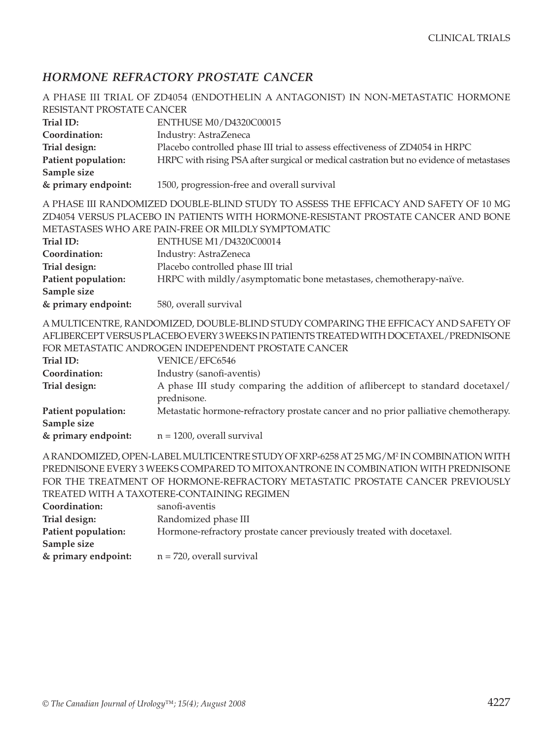## *HORMONE REFRACTORY PROSTATE CANCER*

A PHASE III TRIAL OF ZD4054 (ENDOTHELIN A ANTAGONIST) IN NON-METASTATIC HORMONE RESISTANT PROSTATE CANCER

**Trial ID:** ENTHUSE M0/D4320C00015

**Coordination:** Industry: AstraZeneca

**Trial design:** Placebo controlled phase III trial to assess effectiveness of ZD4054 in HRPC

**Patient population:** HRPC with rising PSA after surgical or medical castration but no evidence of metastases

**Sample size & primary endpoint:** 1500, progression-free and overall survival

A PHASE III RANDOMIZED DOUBLE-BLIND STUDY TO ASSESS THE EFFICACY AND SAFETY OF 10 MG ZD4054 VERSUS PLACEBO IN PATIENTS WITH HORMONE-RESISTANT PROSTATE CANCER AND BONE METASTASES WHO ARE PAIN-FREE OR MILDLY SYMPTOMATIC

**Trial ID:** ENTHUSE M1/D4320C00014

**Coordination:** Industry: AstraZeneca

**Trial design:** Placebo controlled phase III trial

**Patient population:** HRPC with mildly/asymptomatic bone metastases, chemotherapy-naïve.

**Sample size & primary endpoint:** 580, overall survival

A MULTICENTRE, RANDOMIZED, DOUBLE-BLIND STUDY COMPARING THE EFFICACY AND SAFETY OF AFLIBERCEPT VERSUS PLACEBO EVERY 3 WEEKS IN PATIENTS TREATED WITH DOCETAXEL/PREDNISONE FOR METASTATIC ANDROGEN INDEPENDENT PROSTATE CANCER

**Trial ID:** VENICE/EFC6546

**Coordination:** Industry (sanofi-aventis)

**Trial design:** A phase III study comparing the addition of aflibercept to standard docetaxel/prednisone.

**Patient population:** Metastatic hormone-refractory prostate cancer and no prior palliative chemotherapy.

**Sample size & primary endpoint:** n = 1200, overall survival

A RANDOMIZED, OPEN-LABEL MULTICENTRE STUDY OF XRP-6258 AT 25 MG/M$^2$ IN COMBINATION WITH PREDNISONE EVERY 3 WEEKS COMPARED TO MITOXANTRONE IN COMBINATION WITH PREDNISONE FOR THE TREATMENT OF HORMONE-REFRACTORY METASTATIC PROSTATE CANCER PREVIOUSLY TREATED WITH A TAXOTERE-CONTAINING REGIMEN

**Coordination:** sanofi-aventis

**Trial design:** Randomized phase III

**Patient population:** Hormone-refractory prostate cancer previously treated with docetaxel.

**Sample size & primary endpoint:** n = 720, overall survival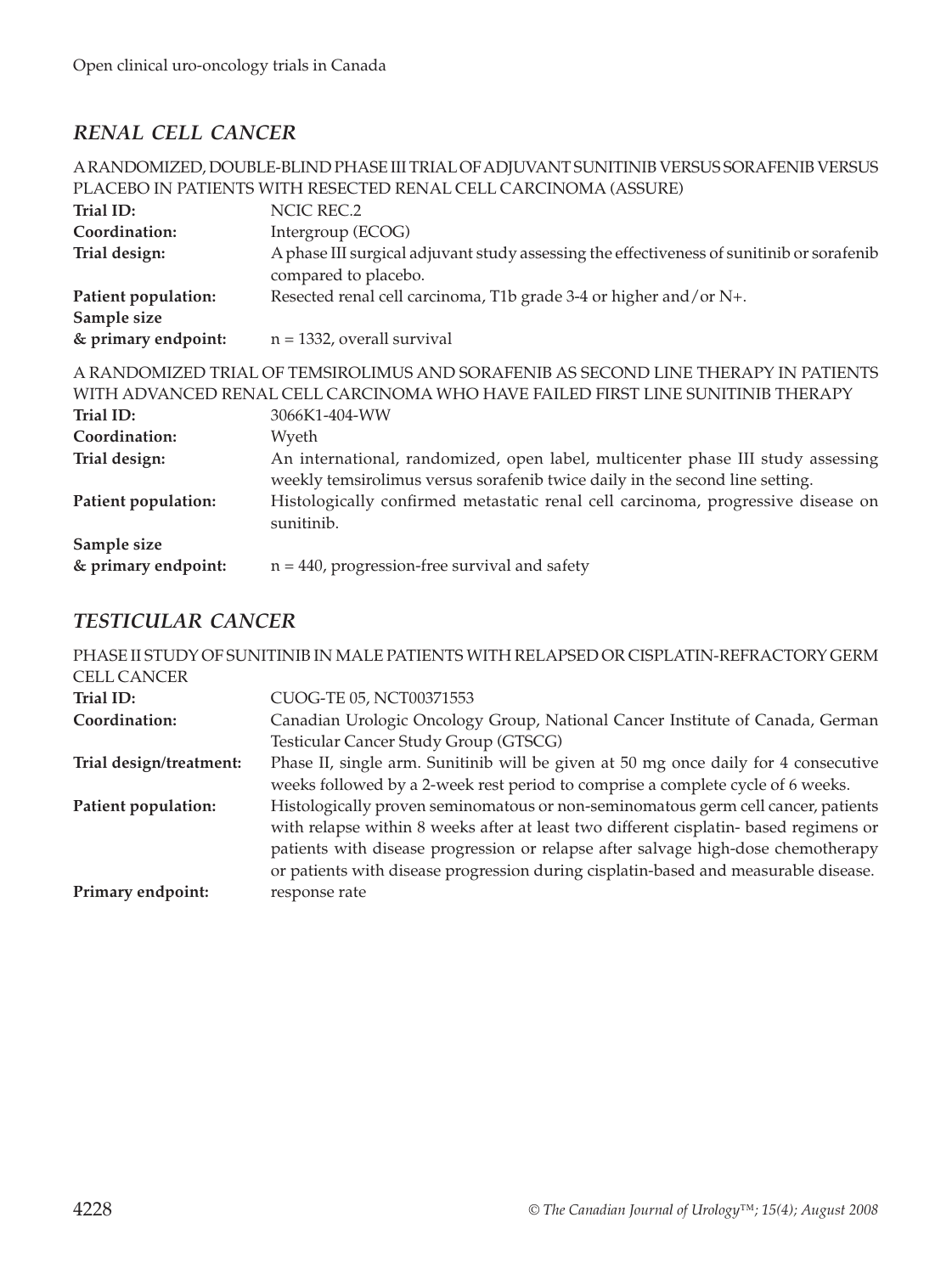## *RENAL CELL CANCER*

A RANDOMIZED, DOUBLE-BLIND PHASE III TRIAL OF ADJUVANT SUNITINIB VERSUS SORAFENIB VERSUS PLACEBO IN PATIENTS WITH RESECTED RENAL CELL CARCINOMA (ASSURE)

**Trial ID:** NCIC REC.2

**Coordination:** Intergroup (ECOG)

**Trial design:** A phase III surgical adjuvant study assessing the effectiveness of sunitinib or sorafenib compared to placebo.

**Patient population:** Resected renal cell carcinoma, T1b grade 3-4 or higher and/or N+.

**Sample size & primary endpoint:** n = 1332, overall survival

A RANDOMIZED TRIAL OF TEMSIROLIMUS AND SORAFENIB AS SECOND LINE THERAPY IN PATIENTS WITH ADVANCED RENAL CELL CARCINOMA WHO HAVE FAILED FIRST LINE SUNITINIB THERAPY

**Trial ID:** 3066K1-404-WW

**Coordination:** Wyeth

**Trial design:** An international, randomized, open label, multicenter phase III study assessing weekly temsirolimus versus sorafenib twice daily in the second line setting.

**Patient population:** Histologically confirmed metastatic renal cell carcinoma, progressive disease on sunitinib.

**Sample size & primary endpoint:** n = 440, progression-free survival and safety

## *TESTICULAR CANCER*

PHASE II STUDY OF SUNITINIB IN MALE PATIENTS WITH RELAPSED OR CISPLATIN-REFRACTORY GERM CELL CANCER

**Trial ID:** CUOG-TE 05, NCT00371553

**Coordination:** Canadian Urologic Oncology Group, National Cancer Institute of Canada, German Testicular Cancer Study Group (GTSCG)

**Trial design/treatment:** Phase II, single arm. Sunitinib will be given at 50 mg once daily for 4 consecutive weeks followed by a 2-week rest period to comprise a complete cycle of 6 weeks.

**Patient population:** Histologically proven seminomatous or non-seminomatous germ cell cancer, patients with relapse within 8 weeks after at least two different cisplatin- based regimens or patients with disease progression or relapse after salvage high-dose chemotherapy or patients with disease progression during cisplatin-based and measurable disease.

**Primary endpoint:** response rate